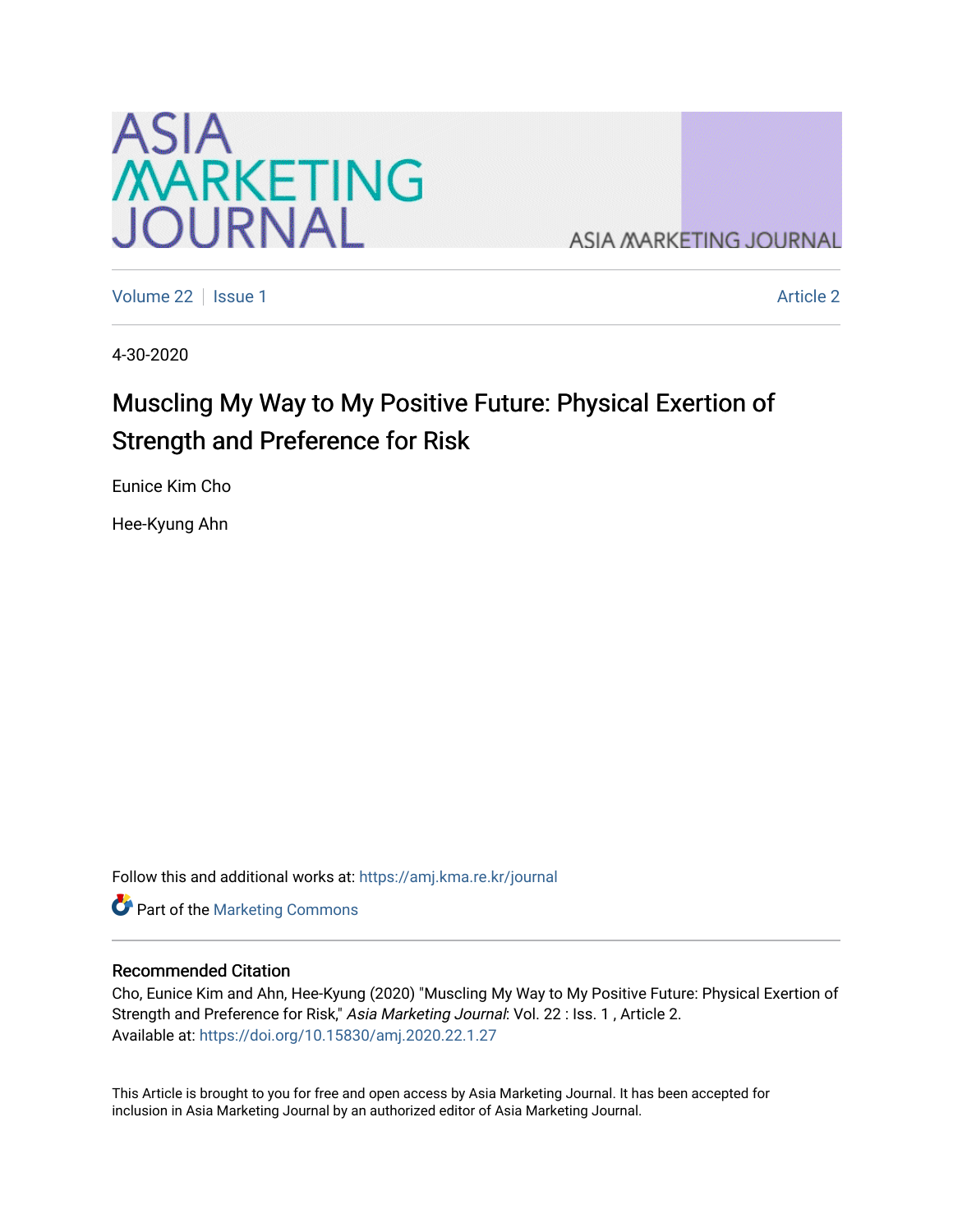Volume 22 | Issue 1 | Article 2

4-30-2020

# Muscling My Way to My Positive Future: Physical Exertion of Strength and Preference for Risk

Eunice Kim Cho

Hee-Kyung Ahn

Follow this and additional works at: https://amj.kma.re.kr/journal

Part of the Marketing Commons

## Recommended Citation

Cho, Eunice Kim and Ahn, Hee-Kyung (2020) "Muscling My Way to My Positive Future: Physical Exertion of Strength and Preference for Risk," *Asia Marketing Journal*: Vol. 22 : Iss. 1 , Article 2.
Available at: https://doi.org/10.15830/amj.2020.22.1.27

This Article is brought to you for free and open access by Asia Marketing Journal. It has been accepted for inclusion in Asia Marketing Journal by an authorized editor of Asia Marketing Journal.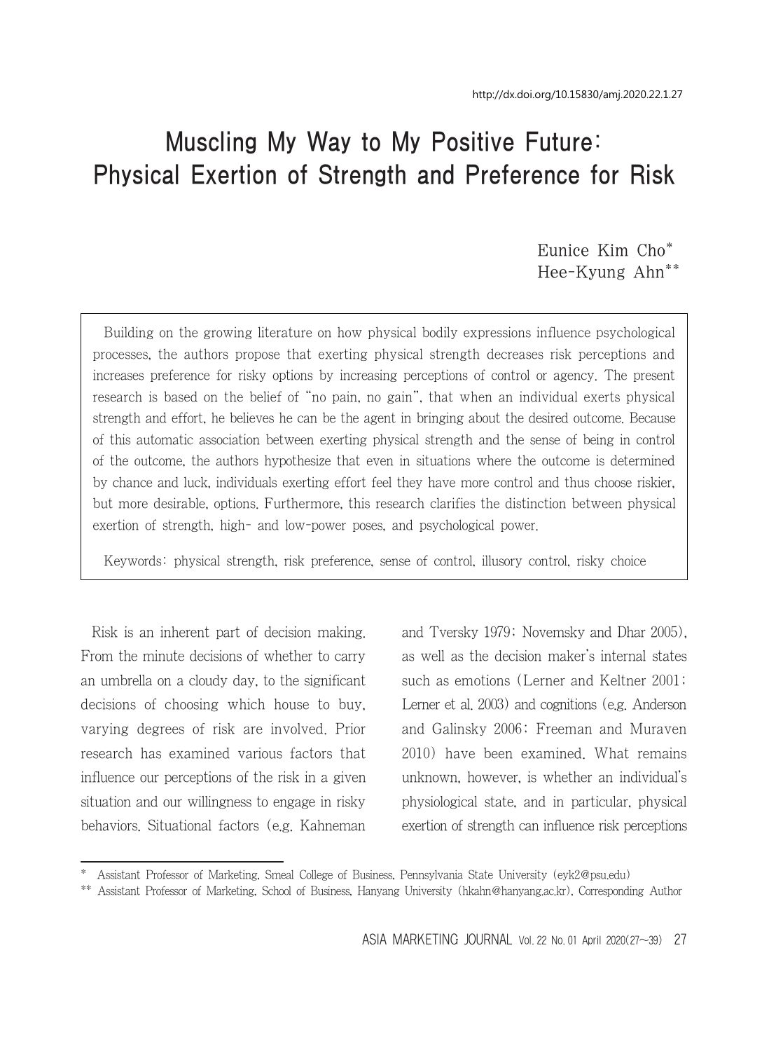# Muscling My Way to My Positive Future: Physical Exertion of Strength and Preference for Risk

Eunice Kim Cho*

Hee-Kyung Ahn**

> Building on the growing literature on how physical bodily expressions influence psychological processes, the authors propose that exerting physical strength decreases risk perceptions and increases preference for risky options by increasing perceptions of control or agency. The present research is based on the belief of "no pain, no gain", that when an individual exerts physical strength and effort, he believes he can be the agent in bringing about the desired outcome. Because of this automatic association between exerting physical strength and the sense of being in control of the outcome, the authors hypothesize that even in situations where the outcome is determined by chance and luck, individuals exerting effort feel they have more control and thus choose riskier, but more desirable, options. Furthermore, this research clarifies the distinction between physical exertion of strength, high- and low-power poses, and psychological power.
>
> Keywords: physical strength, risk preference, sense of control, illusory control, risky choice

Risk is an inherent part of decision making. From the minute decisions of whether to carry an umbrella on a cloudy day, to the significant decisions of choosing which house to buy, varying degrees of risk are involved. Prior research has examined various factors that influence our perceptions of the risk in a given situation and our willingness to engage in risky behaviors. Situational factors (e.g. Kahneman and Tversky 1979; Novemsky and Dhar 2005), as well as the decision maker's internal states such as emotions (Lerner and Keltner 2001; Lerner et al. 2003) and cognitions (e.g. Anderson and Galinsky 2006; Freeman and Muraven 2010) have been examined. What remains unknown, however, is whether an individual's physiological state, and in particular, physical exertion of strength can influence risk perceptions

---

\* Assistant Professor of Marketing, Smeal College of Business, Pennsylvania State University (eyk2@psu.edu)

\*\* Assistant Professor of Marketing, School of Business, Hanyang University (hkahn@hanyang.ac.kr), Corresponding Author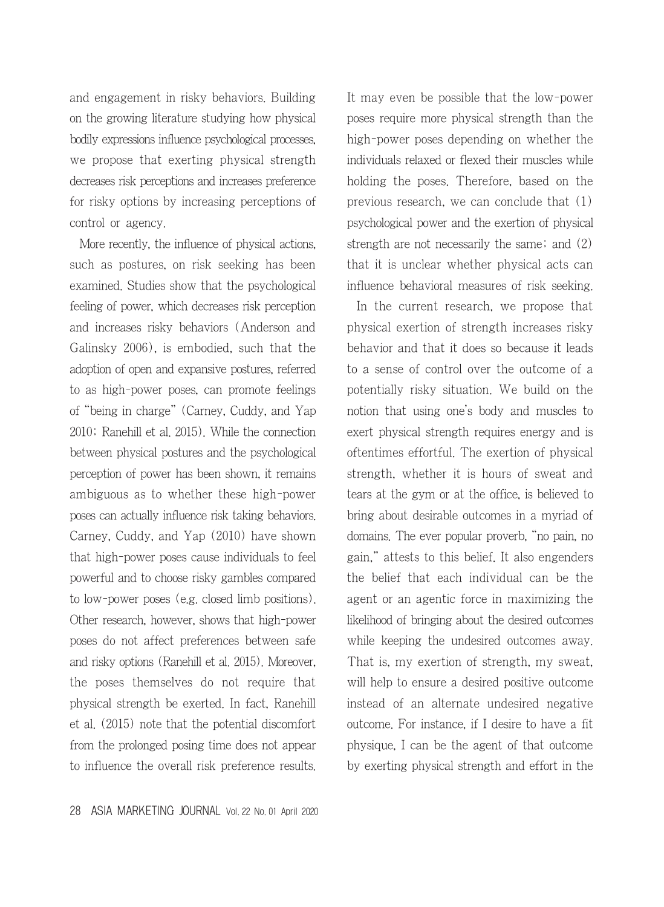and engagement in risky behaviors. Building on the growing literature studying how physical bodily expressions influence psychological processes, we propose that exerting physical strength decreases risk perceptions and increases preference for risky options by increasing perceptions of control or agency.

More recently, the influence of physical actions, such as postures, on risk seeking has been examined. Studies show that the psychological feeling of power, which decreases risk perception and increases risky behaviors (Anderson and Galinsky 2006), is embodied, such that the adoption of open and expansive postures, referred to as high-power poses, can promote feelings of "being in charge" (Carney, Cuddy, and Yap 2010; Ranehill et al. 2015). While the connection between physical postures and the psychological perception of power has been shown, it remains ambiguous as to whether these high-power poses can actually influence risk taking behaviors. Carney, Cuddy, and Yap (2010) have shown that high-power poses cause individuals to feel powerful and to choose risky gambles compared to low-power poses (e.g. closed limb positions). Other research, however, shows that high-power poses do not affect preferences between safe and risky options (Ranehill et al. 2015). Moreover, the poses themselves do not require that physical strength be exerted. In fact, Ranehill et al. (2015) note that the potential discomfort from the prolonged posing time does not appear to influence the overall risk preference results. It may even be possible that the low-power poses require more physical strength than the high-power poses depending on whether the individuals relaxed or flexed their muscles while holding the poses. Therefore, based on the previous research, we can conclude that (1) psychological power and the exertion of physical strength are not necessarily the same; and (2) that it is unclear whether physical acts can influence behavioral measures of risk seeking.

In the current research, we propose that physical exertion of strength increases risky behavior and that it does so because it leads to a sense of control over the outcome of a potentially risky situation. We build on the notion that using one's body and muscles to exert physical strength requires energy and is oftentimes effortful. The exertion of physical strength, whether it is hours of sweat and tears at the gym or at the office, is believed to bring about desirable outcomes in a myriad of domains. The ever popular proverb, "no pain, no gain," attests to this belief. It also engenders the belief that each individual can be the agent or an agentic force in maximizing the likelihood of bringing about the desired outcomes while keeping the undesired outcomes away. That is, my exertion of strength, my sweat, will help to ensure a desired positive outcome instead of an alternate undesired negative outcome. For instance, if I desire to have a fit physique, I can be the agent of that outcome by exerting physical strength and effort in the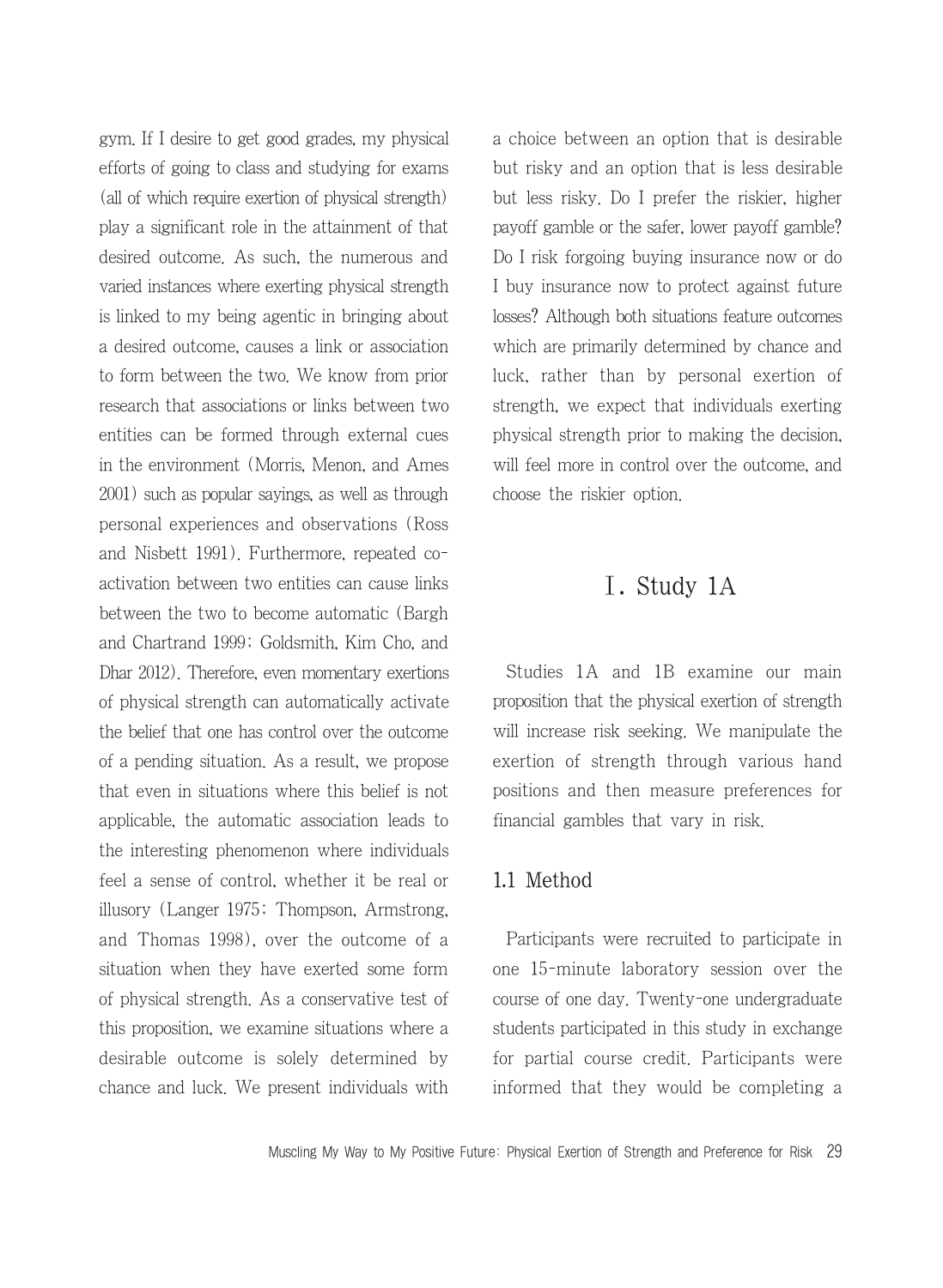gym. If I desire to get good grades, my physical efforts of going to class and studying for exams (all of which require exertion of physical strength) play a significant role in the attainment of that desired outcome. As such, the numerous and varied instances where exerting physical strength is linked to my being agentic in bringing about a desired outcome, causes a link or association to form between the two. We know from prior research that associations or links between two entities can be formed through external cues in the environment (Morris, Menon, and Ames 2001) such as popular sayings, as well as through personal experiences and observations (Ross and Nisbett 1991). Furthermore, repeated co-activation between two entities can cause links between the two to become automatic (Bargh and Chartrand 1999; Goldsmith, Kim Cho, and Dhar 2012). Therefore, even momentary exertions of physical strength can automatically activate the belief that one has control over the outcome of a pending situation. As a result, we propose that even in situations where this belief is not applicable, the automatic association leads to the interesting phenomenon where individuals feel a sense of control, whether it be real or illusory (Langer 1975; Thompson, Armstrong, and Thomas 1998), over the outcome of a situation when they have exerted some form of physical strength. As a conservative test of this proposition, we examine situations where a desirable outcome is solely determined by chance and luck. We present individuals with a choice between an option that is desirable but risky and an option that is less desirable but less risky. Do I prefer the riskier, higher payoff gamble or the safer, lower payoff gamble? Do I risk forgoing buying insurance now or do I buy insurance now to protect against future losses? Although both situations feature outcomes which are primarily determined by chance and luck, rather than by personal exertion of strength, we expect that individuals exerting physical strength prior to making the decision, will feel more in control over the outcome, and choose the riskier option.

# Ⅰ. Study 1A

Studies 1A and 1B examine our main proposition that the physical exertion of strength will increase risk seeking. We manipulate the exertion of strength through various hand positions and then measure preferences for financial gambles that vary in risk.

## 1.1 Method

Participants were recruited to participate in one 15-minute laboratory session over the course of one day. Twenty-one undergraduate students participated in this study in exchange for partial course credit. Participants were informed that they would be completing a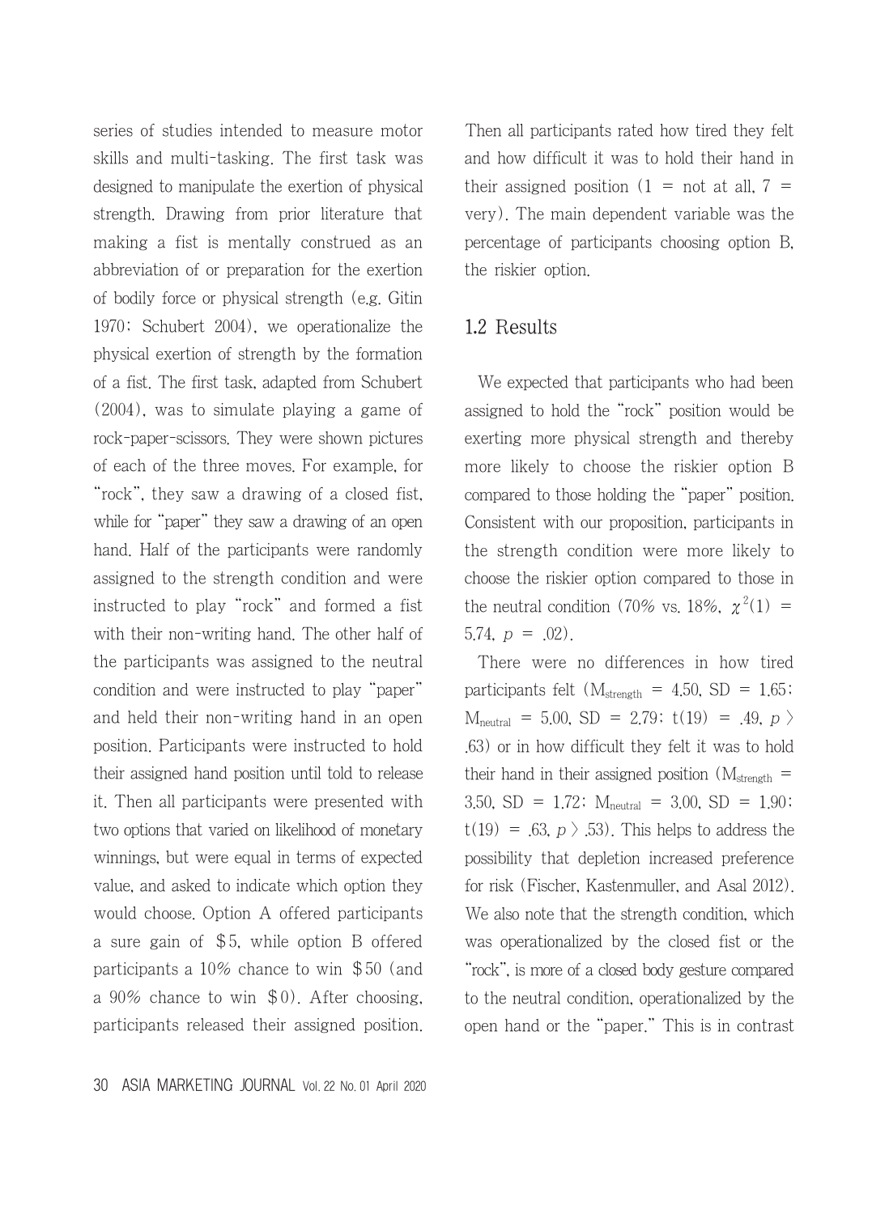series of studies intended to measure motor skills and multi-tasking. The first task was designed to manipulate the exertion of physical strength. Drawing from prior literature that making a fist is mentally construed as an abbreviation of or preparation for the exertion of bodily force or physical strength (e.g. Gitin 1970; Schubert 2004), we operationalize the physical exertion of strength by the formation of a fist. The first task, adapted from Schubert (2004), was to simulate playing a game of rock-paper-scissors. They were shown pictures of each of the three moves. For example, for "rock", they saw a drawing of a closed fist, while for "paper" they saw a drawing of an open hand. Half of the participants were randomly assigned to the strength condition and were instructed to play "rock" and formed a fist with their non-writing hand. The other half of the participants was assigned to the neutral condition and were instructed to play "paper" and held their non-writing hand in an open position. Participants were instructed to hold their assigned hand position until told to release it. Then all participants were presented with two options that varied on likelihood of monetary winnings, but were equal in terms of expected value, and asked to indicate which option they would choose. Option A offered participants a sure gain of $5, while option B offered participants a 10% chance to win $50 (and a 90% chance to win $0). After choosing, participants released their assigned position. Then all participants rated how tired they felt and how difficult it was to hold their hand in their assigned position (1 = not at all, 7 = very). The main dependent variable was the percentage of participants choosing option B, the riskier option.

## 1.2 Results

We expected that participants who had been assigned to hold the "rock" position would be exerting more physical strength and thereby more likely to choose the riskier option B compared to those holding the "paper" position. Consistent with our proposition, participants in the strength condition were more likely to choose the riskier option compared to those in the neutral condition (70% vs. 18%, $\chi^2(1) = 5.74$, $p = .02$).

There were no differences in how tired participants felt ($M_{strength} = 4.50$, $SD = 1.65$; $M_{neutral} = 5.00$, $SD = 2.79$; $t(19) = .49$, $p > .63$) or in how difficult they felt it was to hold their hand in their assigned position ($M_{strength} = 3.50$, $SD = 1.72$; $M_{neutral} = 3.00$, $SD = 1.90$; $t(19) = .63$, $p > .53$). This helps to address the possibility that depletion increased preference for risk (Fischer, Kastenmuller, and Asal 2012). We also note that the strength condition, which was operationalized by the closed fist or the "rock", is more of a closed body gesture compared to the neutral condition, operationalized by the open hand or the "paper." This is in contrast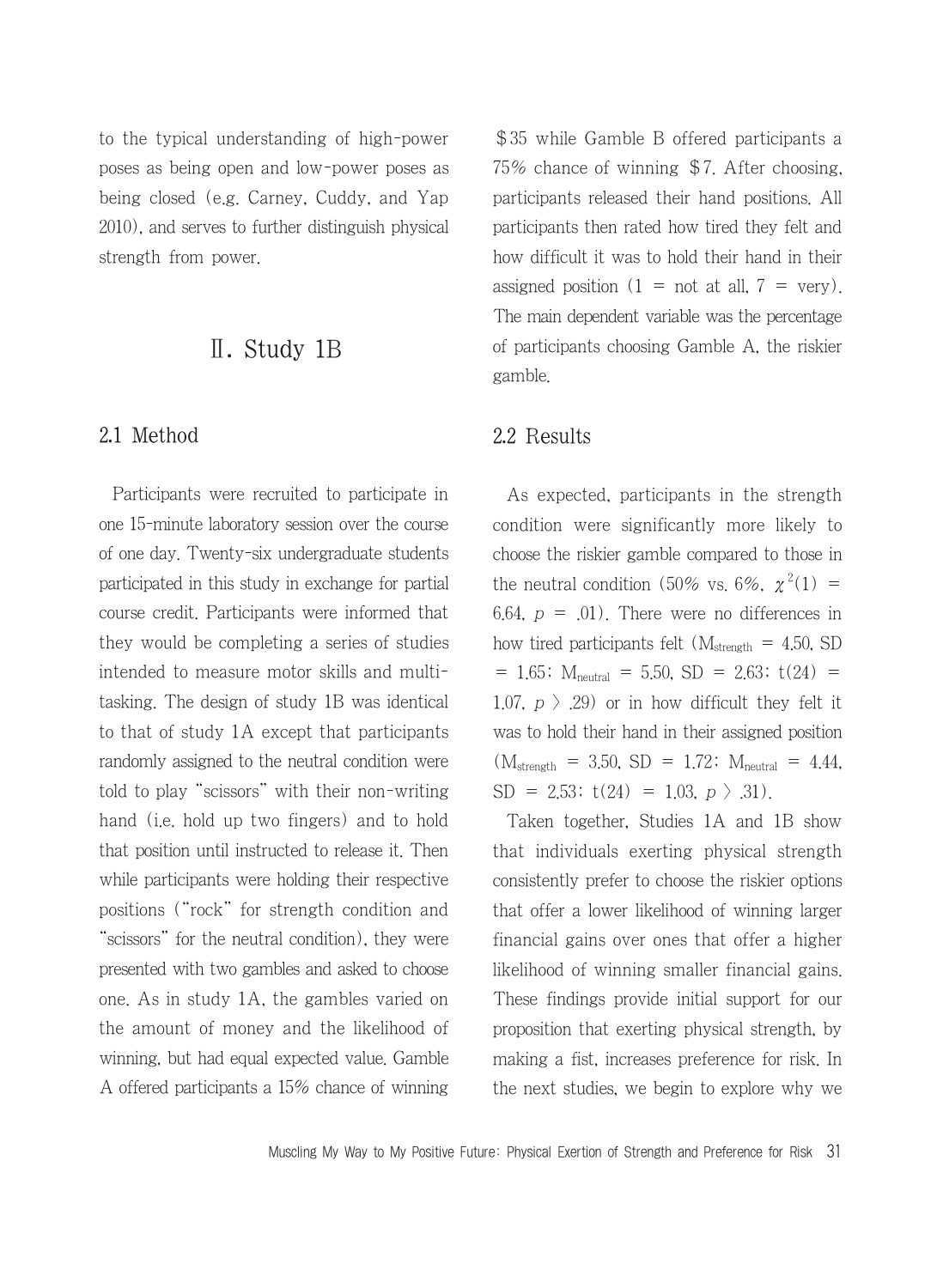to the typical understanding of high-power poses as being open and low-power poses as being closed (e.g. Carney, Cuddy, and Yap 2010), and serves to further distinguish physical strength from power.

## Ⅱ. Study 1B

### 2.1 Method

Participants were recruited to participate in one 15-minute laboratory session over the course of one day. Twenty-six undergraduate students participated in this study in exchange for partial course credit. Participants were informed that they would be completing a series of studies intended to measure motor skills and multi-tasking. The design of study 1B was identical to that of study 1A except that participants randomly assigned to the neutral condition were told to play "scissors" with their non-writing hand (i.e. hold up two fingers) and to hold that position until instructed to release it. Then while participants were holding their respective positions ("rock" for strength condition and "scissors" for the neutral condition), they were presented with two gambles and asked to choose one. As in study 1A, the gambles varied on the amount of money and the likelihood of winning, but had equal expected value. Gamble A offered participants a 15% chance of winning $35 while Gamble B offered participants a 75% chance of winning $7. After choosing, participants released their hand positions. All participants then rated how tired they felt and how difficult it was to hold their hand in their assigned position (1 = not at all, 7 = very). The main dependent variable was the percentage of participants choosing Gamble A, the riskier gamble.

### 2.2 Results

As expected, participants in the strength condition were significantly more likely to choose the riskier gamble compared to those in the neutral condition (50% vs. 6%, $\chi^2(1) = 6.64$, $p = .01$). There were no differences in how tired participants felt ($M_{strength} = 4.50$, $SD = 1.65$; $M_{neutral} = 5.50$, $SD = 2.63$; $t(24) = 1.07$, $p > .29$) or in how difficult they felt it was to hold their hand in their assigned position ($M_{strength} = 3.50$, $SD = 1.72$; $M_{neutral} = 4.44$, $SD = 2.53$; $t(24) = 1.03$, $p > .31$).

Taken together, Studies 1A and 1B show that individuals exerting physical strength consistently prefer to choose the riskier options that offer a lower likelihood of winning larger financial gains over ones that offer a higher likelihood of winning smaller financial gains. These findings provide initial support for our proposition that exerting physical strength, by making a fist, increases preference for risk. In the next studies, we begin to explore why we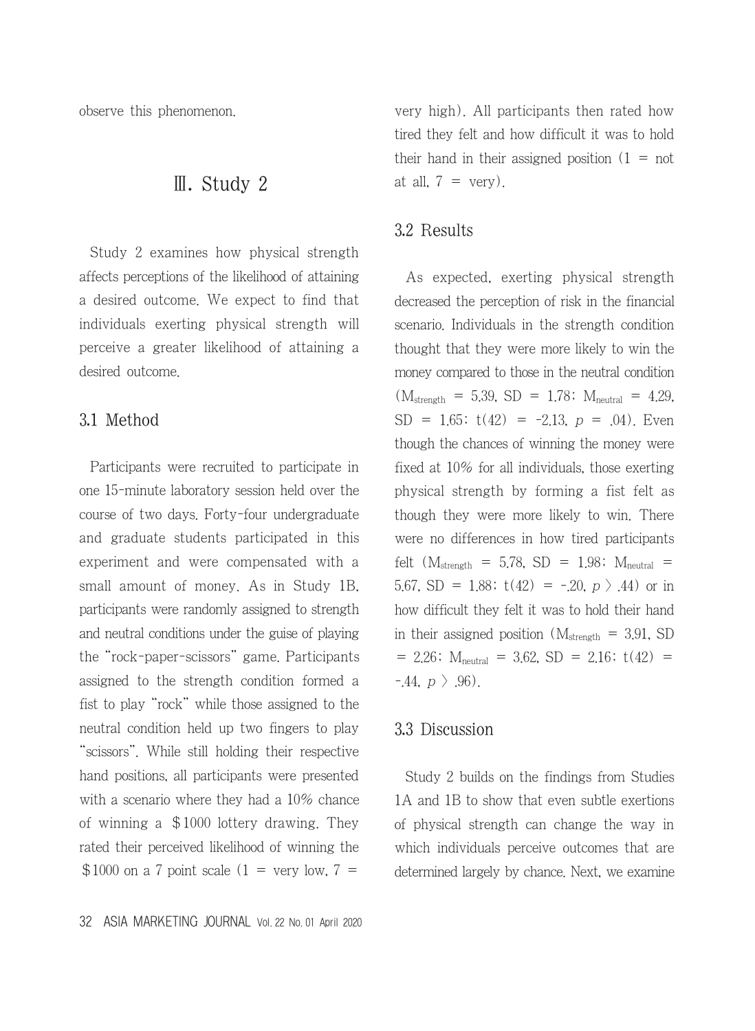observe this phenomenon.

# Ⅲ. Study 2

Study 2 examines how physical strength affects perceptions of the likelihood of attaining a desired outcome. We expect to find that individuals exerting physical strength will perceive a greater likelihood of attaining a desired outcome.

## 3.1 Method

Participants were recruited to participate in one 15-minute laboratory session held over the course of two days. Forty-four undergraduate and graduate students participated in this experiment and were compensated with a small amount of money. As in Study 1B, participants were randomly assigned to strength and neutral conditions under the guise of playing the "rock-paper-scissors" game. Participants assigned to the strength condition formed a fist to play "rock" while those assigned to the neutral condition held up two fingers to play "scissors". While still holding their respective hand positions, all participants were presented with a scenario where they had a 10% chance of winning a $1000 lottery drawing. They rated their perceived likelihood of winning the $1000 on a 7 point scale (1 = very low, 7 = very high). All participants then rated how tired they felt and how difficult it was to hold their hand in their assigned position (1 = not at all, 7 = very).

## 3.2 Results

As expected, exerting physical strength decreased the perception of risk in the financial scenario. Individuals in the strength condition thought that they were more likely to win the money compared to those in the neutral condition ($M_{strength}$ = 5.39, SD = 1.78; $M_{neutral}$ = 4.29, SD = 1.65; $t(42) = -2.13$, $p = .04$). Even though the chances of winning the money were fixed at 10% for all individuals, those exerting physical strength by forming a fist felt as though they were more likely to win. There were no differences in how tired participants felt ($M_{strength}$ = 5.78, SD = 1.98; $M_{neutral}$ = 5.67, SD = 1.88; $t(42) = -.20$, $p > .44$) or in how difficult they felt it was to hold their hand in their assigned position ($M_{strength}$ = 3.91, SD = 2.26; $M_{neutral}$ = 3.62, SD = 2.16; $t(42) = -.44$, $p > .96$).

## 3.3 Discussion

Study 2 builds on the findings from Studies 1A and 1B to show that even subtle exertions of physical strength can change the way in which individuals perceive outcomes that are determined largely by chance. Next, we examine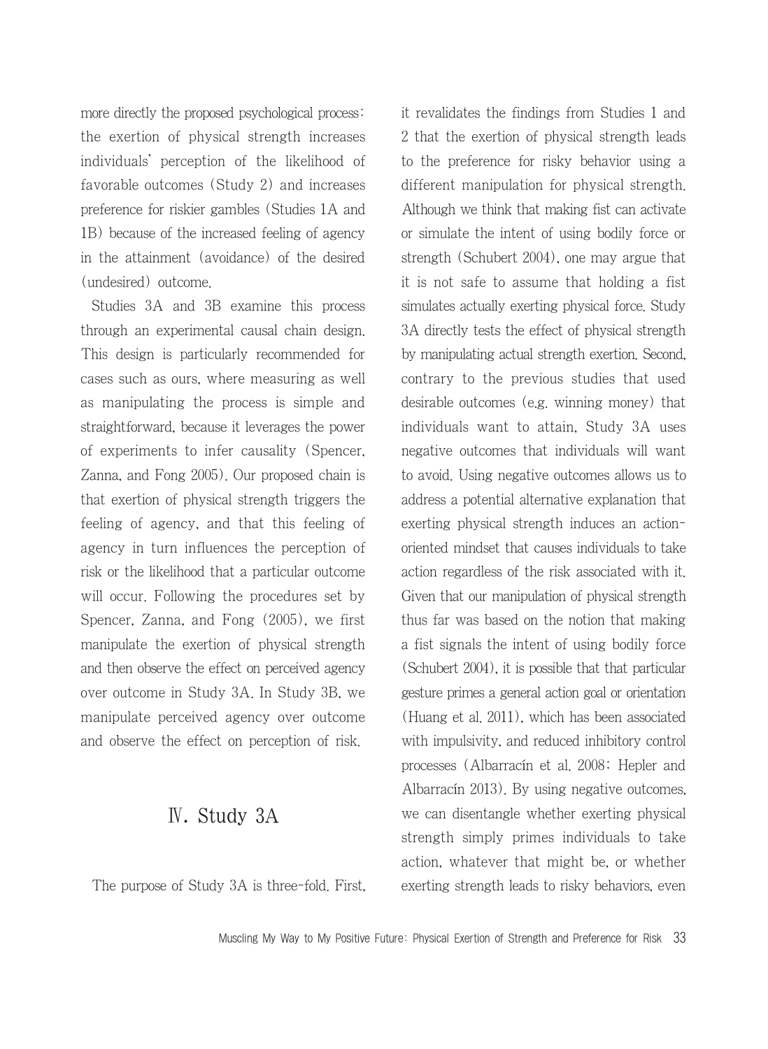more directly the proposed psychological process: the exertion of physical strength increases individuals' perception of the likelihood of favorable outcomes (Study 2) and increases preference for riskier gambles (Studies 1A and 1B) because of the increased feeling of agency in the attainment (avoidance) of the desired (undesired) outcome.

Studies 3A and 3B examine this process through an experimental causal chain design. This design is particularly recommended for cases such as ours, where measuring as well as manipulating the process is simple and straightforward, because it leverages the power of experiments to infer causality (Spencer, Zanna, and Fong 2005). Our proposed chain is that exertion of physical strength triggers the feeling of agency, and that this feeling of agency in turn influences the perception of risk or the likelihood that a particular outcome will occur. Following the procedures set by Spencer, Zanna, and Fong (2005), we first manipulate the exertion of physical strength and then observe the effect on perceived agency over outcome in Study 3A. In Study 3B, we manipulate perceived agency over outcome and observe the effect on perception of risk.

## Ⅳ. Study 3A

The purpose of Study 3A is three-fold. First, it revalidates the findings from Studies 1 and 2 that the exertion of physical strength leads to the preference for risky behavior using a different manipulation for physical strength. Although we think that making fist can activate or simulate the intent of using bodily force or strength (Schubert 2004), one may argue that it is not safe to assume that holding a fist simulates actually exerting physical force. Study 3A directly tests the effect of physical strength by manipulating actual strength exertion. Second, contrary to the previous studies that used desirable outcomes (e.g. winning money) that individuals want to attain, Study 3A uses negative outcomes that individuals will want to avoid. Using negative outcomes allows us to address a potential alternative explanation that exerting physical strength induces an action-oriented mindset that causes individuals to take action regardless of the risk associated with it. Given that our manipulation of physical strength thus far was based on the notion that making a fist signals the intent of using bodily force (Schubert 2004), it is possible that that particular gesture primes a general action goal or orientation (Huang et al. 2011), which has been associated with impulsivity, and reduced inhibitory control processes (Albarracín et al. 2008; Hepler and Albarracín 2013). By using negative outcomes, we can disentangle whether exerting physical strength simply primes individuals to take action, whatever that might be, or whether exerting strength leads to risky behaviors, even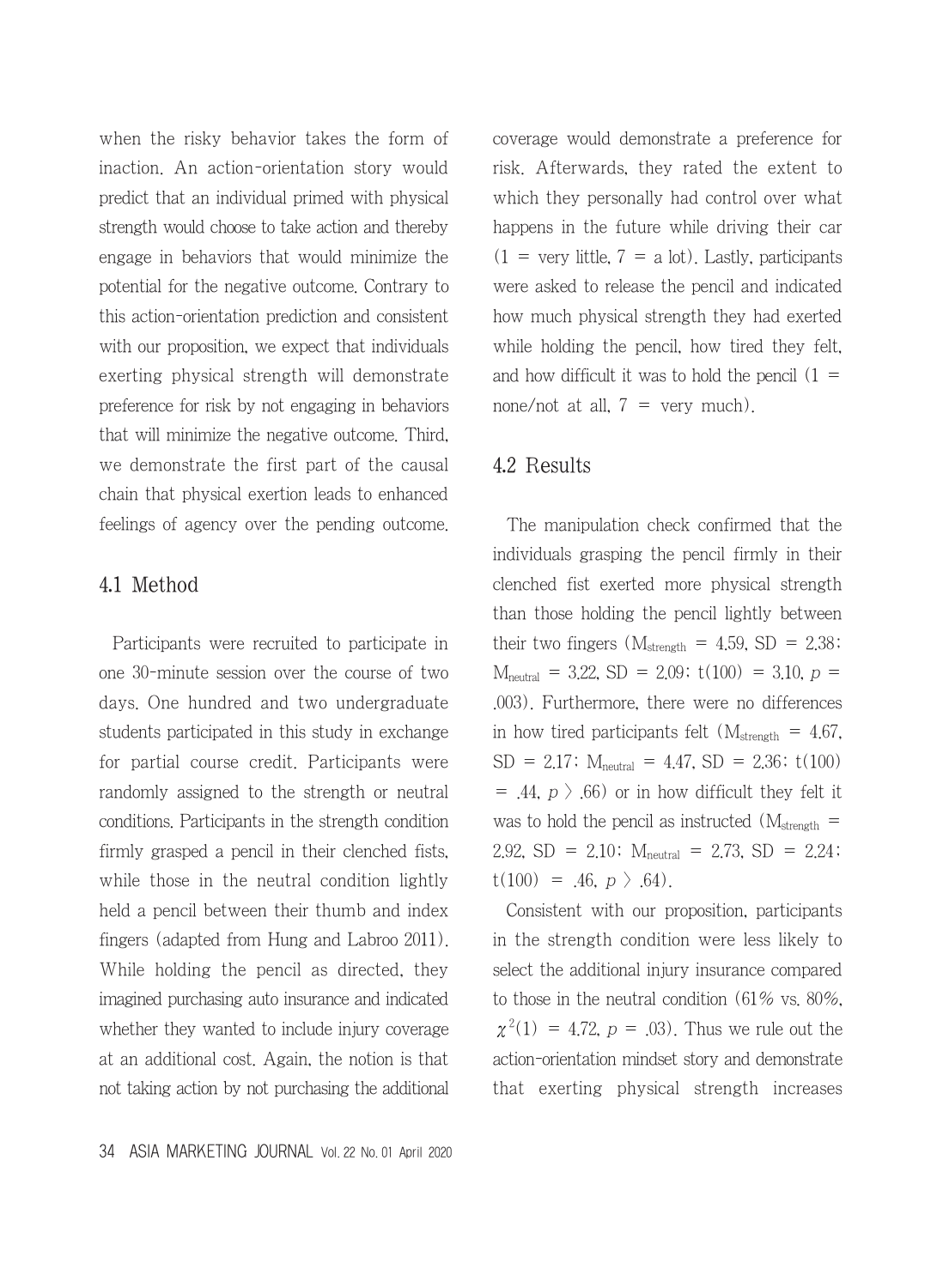when the risky behavior takes the form of inaction. An action-orientation story would predict that an individual primed with physical strength would choose to take action and thereby engage in behaviors that would minimize the potential for the negative outcome. Contrary to this action-orientation prediction and consistent with our proposition, we expect that individuals exerting physical strength will demonstrate preference for risk by not engaging in behaviors that will minimize the negative outcome. Third, we demonstrate the first part of the causal chain that physical exertion leads to enhanced feelings of agency over the pending outcome.

## 4.1 Method

Participants were recruited to participate in one 30-minute session over the course of two days. One hundred and two undergraduate students participated in this study in exchange for partial course credit. Participants were randomly assigned to the strength or neutral conditions. Participants in the strength condition firmly grasped a pencil in their clenched fists, while those in the neutral condition lightly held a pencil between their thumb and index fingers (adapted from Hung and Labroo 2011). While holding the pencil as directed, they imagined purchasing auto insurance and indicated whether they wanted to include injury coverage at an additional cost. Again, the notion is that not taking action by not purchasing the additional coverage would demonstrate a preference for risk. Afterwards, they rated the extent to which they personally had control over what happens in the future while driving their car (1 = very little, 7 = a lot). Lastly, participants were asked to release the pencil and indicated how much physical strength they had exerted while holding the pencil, how tired they felt, and how difficult it was to hold the pencil (1 = none/not at all, 7 = very much).

## 4.2 Results

The manipulation check confirmed that the individuals grasping the pencil firmly in their clenched fist exerted more physical strength than those holding the pencil lightly between their two fingers ($M_{strength}$ = 4.59, SD = 2.38; $M_{neutral}$ = 3.22, SD = 2.09; $t(100) = 3.10$, $p = .003$). Furthermore, there were no differences in how tired participants felt ($M_{strength}$ = 4.67, SD = 2.17; $M_{neutral}$ = 4.47, SD = 2.36; $t(100) = .44$, $p > .66$) or in how difficult they felt it was to hold the pencil as instructed ($M_{strength}$ = 2.92, SD = 2.10; $M_{neutral}$ = 2.73, SD = 2.24; $t(100) = .46$, $p > .64$).

Consistent with our proposition, participants in the strength condition were less likely to select the additional injury insurance compared to those in the neutral condition (61% vs. 80%, $\chi^2(1) = 4.72$, $p = .03$). Thus we rule out the action-orientation mindset story and demonstrate that exerting physical strength increases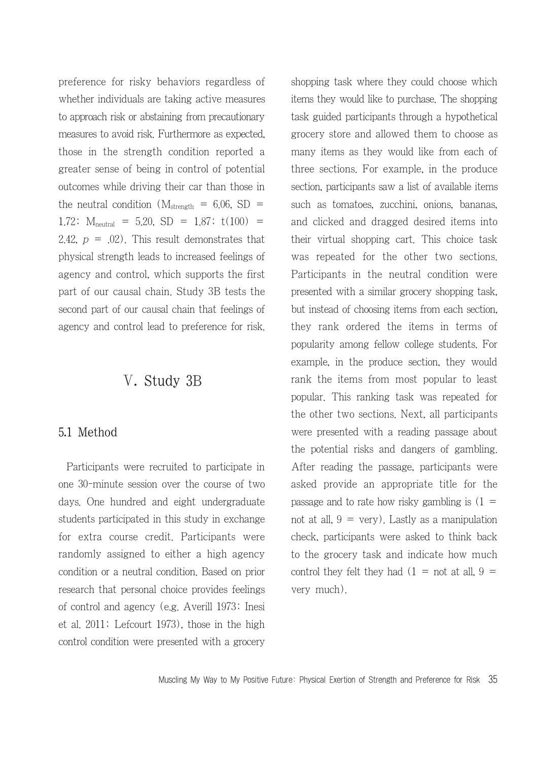preference for risky behaviors regardless of whether individuals are taking active measures to approach risk or abstaining from precautionary measures to avoid risk. Furthermore as expected, those in the strength condition reported a greater sense of being in control of potential outcomes while driving their car than those in the neutral condition ($M_{strength}$ = 6.06, SD = 1.72; $M_{neutral}$ = 5.20, SD = 1.87; $t(100)$ = 2.42, $p$ = .02). This result demonstrates that physical strength leads to increased feelings of agency and control, which supports the first part of our causal chain. Study 3B tests the second part of our causal chain that feelings of agency and control lead to preference for risk.

# Ⅴ. Study 3B

## 5.1 Method

Participants were recruited to participate in one 30-minute session over the course of two days. One hundred and eight undergraduate students participated in this study in exchange for extra course credit. Participants were randomly assigned to either a high agency condition or a neutral condition. Based on prior research that personal choice provides feelings of control and agency (e.g. Averill 1973; Inesi et al. 2011; Lefcourt 1973), those in the high control condition were presented with a grocery shopping task where they could choose which items they would like to purchase. The shopping task guided participants through a hypothetical grocery store and allowed them to choose as many items as they would like from each of three sections. For example, in the produce section, participants saw a list of available items such as tomatoes, zucchini, onions, bananas, and clicked and dragged desired items into their virtual shopping cart. This choice task was repeated for the other two sections. Participants in the neutral condition were presented with a similar grocery shopping task, but instead of choosing items from each section, they rank ordered the items in terms of popularity among fellow college students. For example, in the produce section, they would rank the items from most popular to least popular. This ranking task was repeated for the other two sections. Next, all participants were presented with a reading passage about the potential risks and dangers of gambling. After reading the passage, participants were asked provide an appropriate title for the passage and to rate how risky gambling is (1 = not at all, 9 = very). Lastly as a manipulation check, participants were asked to think back to the grocery task and indicate how much control they felt they had (1 = not at all, 9 = very much).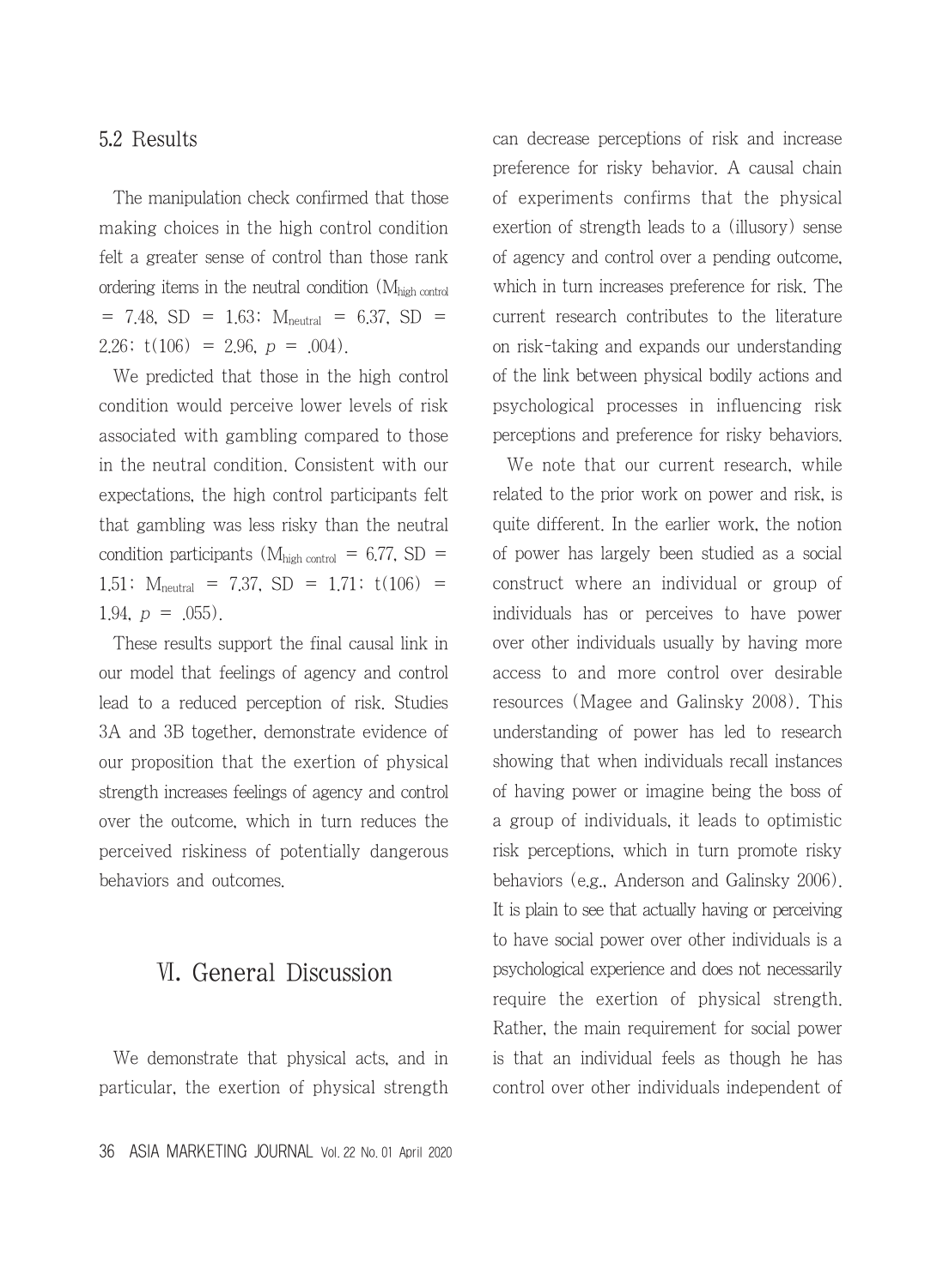### 5.2 Results

The manipulation check confirmed that those making choices in the high control condition felt a greater sense of control than those rank ordering items in the neutral condition ($M_{high\ control} = 7.48$, $SD = 1.63$; $M_{neutral} = 6.37$, $SD = 2.26$; $t(106) = 2.96$, $p = .004$).

We predicted that those in the high control condition would perceive lower levels of risk associated with gambling compared to those in the neutral condition. Consistent with our expectations, the high control participants felt that gambling was less risky than the neutral condition participants ($M_{high\ control} = 6.77$, $SD = 1.51$; $M_{neutral} = 7.37$, $SD = 1.71$; $t(106) = 1.94$, $p = .055$).

These results support the final causal link in our model that feelings of agency and control lead to a reduced perception of risk. Studies 3A and 3B together, demonstrate evidence of our proposition that the exertion of physical strength increases feelings of agency and control over the outcome, which in turn reduces the perceived riskiness of potentially dangerous behaviors and outcomes.

## Ⅵ. General Discussion

We demonstrate that physical acts, and in particular, the exertion of physical strength can decrease perceptions of risk and increase preference for risky behavior. A causal chain of experiments confirms that the physical exertion of strength leads to a (illusory) sense of agency and control over a pending outcome, which in turn increases preference for risk. The current research contributes to the literature on risk-taking and expands our understanding of the link between physical bodily actions and psychological processes in influencing risk perceptions and preference for risky behaviors.

We note that our current research, while related to the prior work on power and risk, is quite different. In the earlier work, the notion of power has largely been studied as a social construct where an individual or group of individuals has or perceives to have power over other individuals usually by having more access to and more control over desirable resources (Magee and Galinsky 2008). This understanding of power has led to research showing that when individuals recall instances of having power or imagine being the boss of a group of individuals, it leads to optimistic risk perceptions, which in turn promote risky behaviors (e.g., Anderson and Galinsky 2006). It is plain to see that actually having or perceiving to have social power over other individuals is a psychological experience and does not necessarily require the exertion of physical strength. Rather, the main requirement for social power is that an individual feels as though he has control over other individuals independent of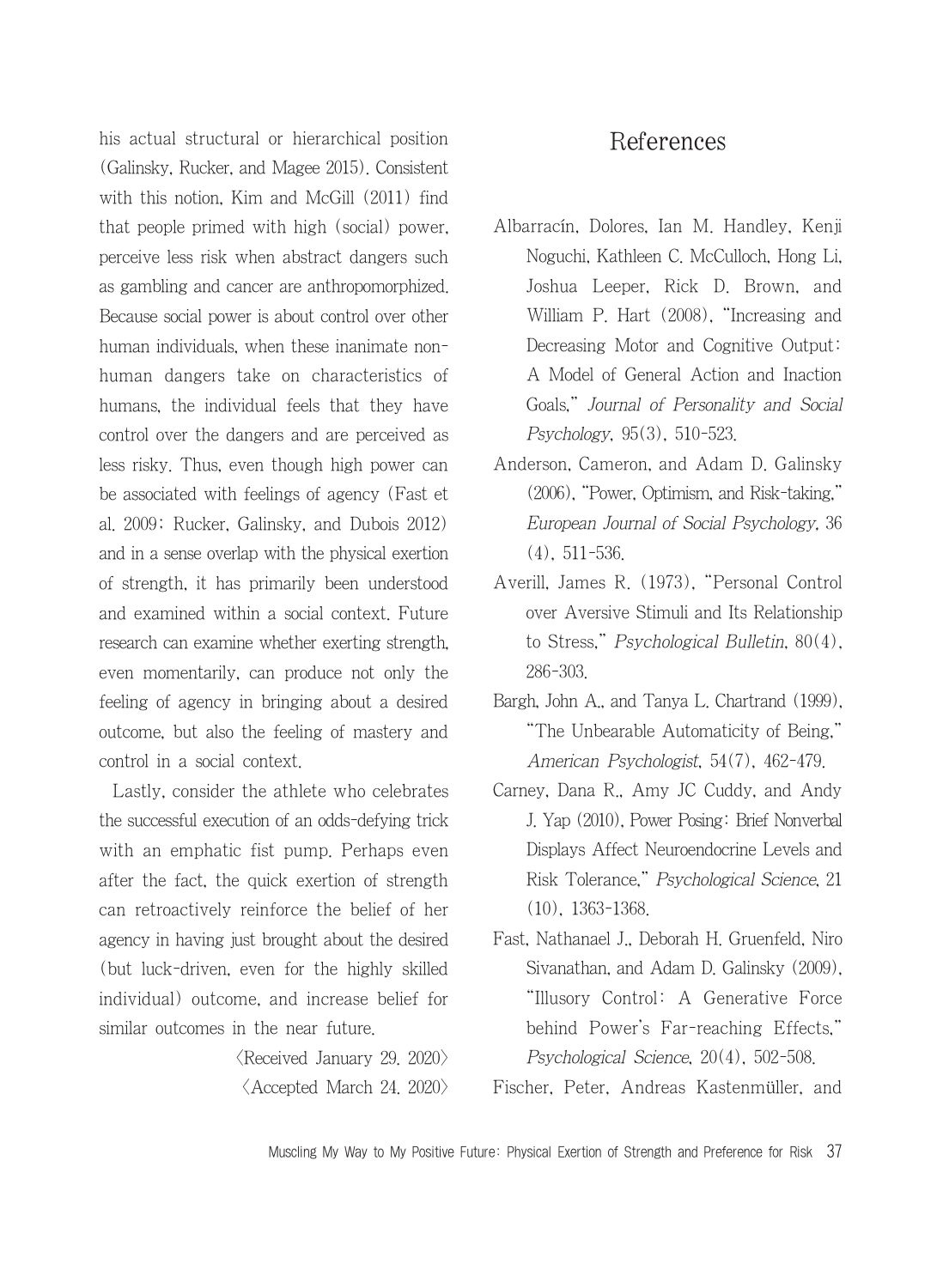his actual structural or hierarchical position (Galinsky, Rucker, and Magee 2015). Consistent with this notion, Kim and McGill (2011) find that people primed with high (social) power, perceive less risk when abstract dangers such as gambling and cancer are anthropomorphized. Because social power is about control over other human individuals, when these inanimate non-human dangers take on characteristics of humans, the individual feels that they have control over the dangers and are perceived as less risky. Thus, even though high power can be associated with feelings of agency (Fast et al. 2009; Rucker, Galinsky, and Dubois 2012) and in a sense overlap with the physical exertion of strength, it has primarily been understood and examined within a social context. Future research can examine whether exerting strength, even momentarily, can produce not only the feeling of agency in bringing about a desired outcome, but also the feeling of mastery and control in a social context.

Lastly, consider the athlete who celebrates the successful execution of an odds-defying trick with an emphatic fist pump. Perhaps even after the fact, the quick exertion of strength can retroactively reinforce the belief of her agency in having just brought about the desired (but luck-driven, even for the highly skilled individual) outcome, and increase belief for similar outcomes in the near future.

〈Received January 29. 2020〉
〈Accepted March 24. 2020〉

# References

Albarracín, Dolores, Ian M. Handley, Kenji Noguchi, Kathleen C. McCulloch, Hong Li, Joshua Leeper, Rick D. Brown, and William P. Hart (2008), "Increasing and Decreasing Motor and Cognitive Output: A Model of General Action and Inaction Goals," *Journal of Personality and Social Psychology*, 95(3), 510-523.

Anderson, Cameron, and Adam D. Galinsky (2006), "Power, Optimism, and Risk-taking," *European Journal of Social Psychology*, 36 (4), 511-536.

Averill, James R. (1973), "Personal Control over Aversive Stimuli and Its Relationship to Stress," *Psychological Bulletin*, 80(4), 286-303.

Bargh, John A., and Tanya L. Chartrand (1999), "The Unbearable Automaticity of Being," *American Psychologist*, 54(7), 462-479.

Carney, Dana R., Amy JC Cuddy, and Andy J. Yap (2010), Power Posing: Brief Nonverbal Displays Affect Neuroendocrine Levels and Risk Tolerance," *Psychological Science*, 21 (10), 1363-1368.

Fast, Nathanael J., Deborah H. Gruenfeld, Niro Sivanathan, and Adam D. Galinsky (2009), "Illusory Control: A Generative Force behind Power's Far-reaching Effects," *Psychological Science*, 20(4), 502-508.

Fischer, Peter, Andreas Kastenmüller, and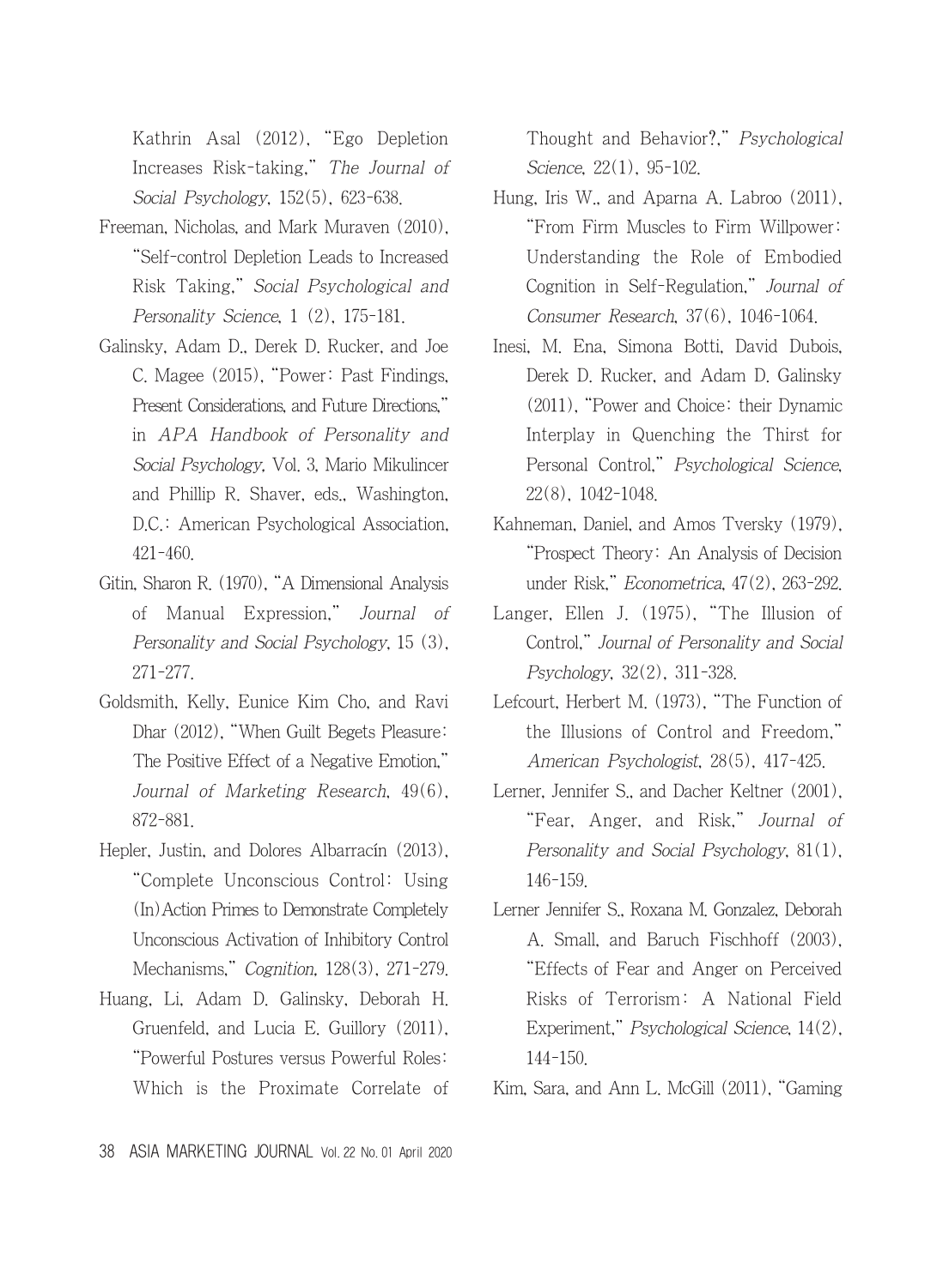Kathrin Asal (2012), "Ego Depletion Increases Risk-taking," *The Journal of Social Psychology*, 152(5), 623-638.

Freeman, Nicholas, and Mark Muraven (2010), "Self-control Depletion Leads to Increased Risk Taking," *Social Psychological and Personality Science*, 1 (2), 175-181.

Galinsky, Adam D., Derek D. Rucker, and Joe C. Magee (2015), "Power: Past Findings, Present Considerations, and Future Directions," in *APA Handbook of Personality and Social Psychology*, Vol. 3, Mario Mikulincer and Phillip R. Shaver, eds., Washington, D.C.: American Psychological Association, 421-460.

Gitin, Sharon R. (1970), "A Dimensional Analysis of Manual Expression," *Journal of Personality and Social Psychology*, 15 (3), 271-277.

Goldsmith, Kelly, Eunice Kim Cho, and Ravi Dhar (2012), "When Guilt Begets Pleasure: The Positive Effect of a Negative Emotion," *Journal of Marketing Research*, 49(6), 872-881.

Hepler, Justin, and Dolores Albarracín (2013), "Complete Unconscious Control: Using (In)Action Primes to Demonstrate Completely Unconscious Activation of Inhibitory Control Mechanisms," *Cognition*, 128(3), 271-279.

Huang, Li, Adam D. Galinsky, Deborah H. Gruenfeld, and Lucia E. Guillory (2011), "Powerful Postures versus Powerful Roles: Which is the Proximate Correlate of Thought and Behavior?," *Psychological Science*, 22(1), 95-102.

Hung, Iris W., and Aparna A. Labroo (2011), "From Firm Muscles to Firm Willpower: Understanding the Role of Embodied Cognition in Self-Regulation," *Journal of Consumer Research*, 37(6), 1046-1064.

Inesi, M. Ena, Simona Botti, David Dubois, Derek D. Rucker, and Adam D. Galinsky (2011), "Power and Choice: their Dynamic Interplay in Quenching the Thirst for Personal Control," *Psychological Science*, 22(8), 1042-1048.

Kahneman, Daniel, and Amos Tversky (1979), "Prospect Theory: An Analysis of Decision under Risk," *Econometrica*, 47(2), 263-292.

Langer, Ellen J. (1975), "The Illusion of Control," *Journal of Personality and Social Psychology*, 32(2), 311-328.

Lefcourt, Herbert M. (1973), "The Function of the Illusions of Control and Freedom," *American Psychologist*, 28(5), 417-425.

Lerner, Jennifer S., and Dacher Keltner (2001), "Fear, Anger, and Risk," *Journal of Personality and Social Psychology*, 81(1), 146-159.

Lerner Jennifer S., Roxana M. Gonzalez, Deborah A. Small, and Baruch Fischhoff (2003), "Effects of Fear and Anger on Perceived Risks of Terrorism: A National Field Experiment," *Psychological Science*, 14(2), 144-150.

Kim, Sara, and Ann L. McGill (2011), "Gaming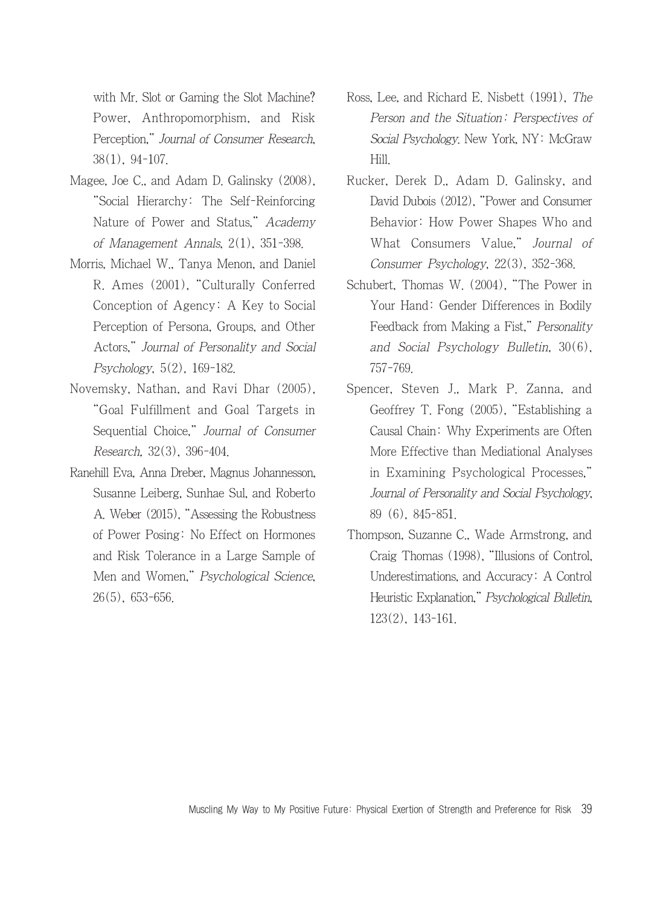with Mr. Slot or Gaming the Slot Machine? Power, Anthropomorphism, and Risk Perception," *Journal of Consumer Research*, 38(1), 94-107.

Magee, Joe C., and Adam D. Galinsky (2008), "Social Hierarchy: The Self-Reinforcing Nature of Power and Status," *Academy of Management Annals*, 2(1), 351-398.

Morris, Michael W., Tanya Menon, and Daniel R. Ames (2001), "Culturally Conferred Conception of Agency: A Key to Social Perception of Persona, Groups, and Other Actors," *Journal of Personality and Social Psychology*, 5(2), 169-182.

Novemsky, Nathan, and Ravi Dhar (2005), "Goal Fulfillment and Goal Targets in Sequential Choice," *Journal of Consumer Research*, 32(3), 396-404.

Ranehill Eva, Anna Dreber, Magnus Johannesson, Susanne Leiberg, Sunhae Sul, and Roberto A. Weber (2015), "Assessing the Robustness of Power Posing: No Effect on Hormones and Risk Tolerance in a Large Sample of Men and Women," *Psychological Science*, 26(5), 653-656.

Ross, Lee, and Richard E. Nisbett (1991), *The Person and the Situation: Perspectives of Social Psychology*. New York, NY: McGraw Hill.

Rucker, Derek D., Adam D. Galinsky, and David Dubois (2012), "Power and Consumer Behavior: How Power Shapes Who and What Consumers Value," *Journal of Consumer Psychology*, 22(3), 352-368.

Schubert, Thomas W. (2004), "The Power in Your Hand: Gender Differences in Bodily Feedback from Making a Fist," *Personality and Social Psychology Bulletin*, 30(6), 757-769.

Spencer, Steven J., Mark P. Zanna, and Geoffrey T. Fong (2005), "Establishing a Causal Chain: Why Experiments are Often More Effective than Mediational Analyses in Examining Psychological Processes," *Journal of Personality and Social Psychology*, 89 (6), 845-851.

Thompson, Suzanne C., Wade Armstrong, and Craig Thomas (1998), "Illusions of Control, Underestimations, and Accuracy: A Control Heuristic Explanation," *Psychological Bulletin*, 123(2), 143-161.